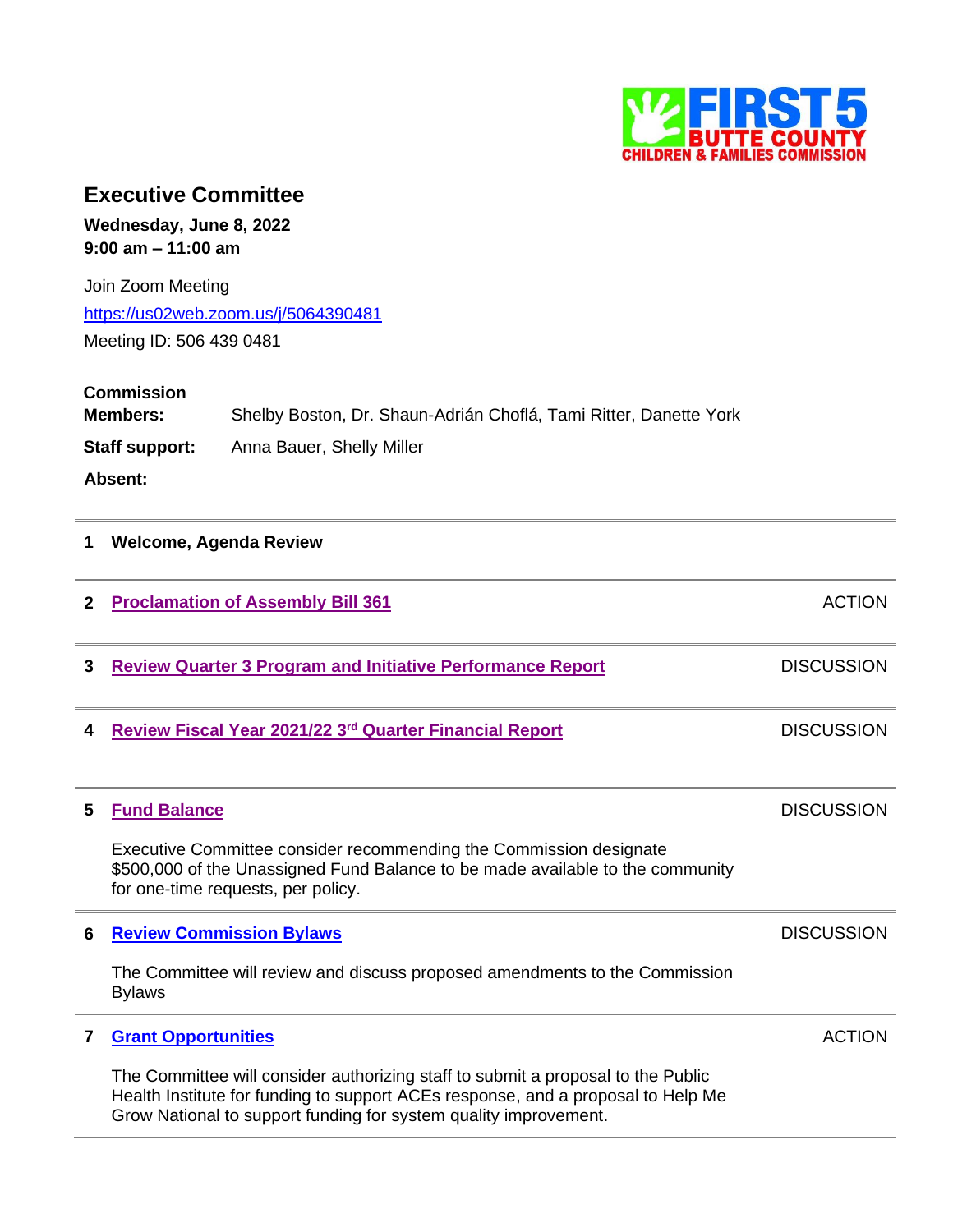FIRST 5 BUTTE COUNTY CHILDREN & FAMILIES COMMISSION

## Executive Committee

**Wednesday, June 8, 2022**
**9:00 am – 11:00 am**

Join Zoom Meeting
https://us02web.zoom.us/j/5064390481
Meeting ID: 506 439 0481

**Commission Members:** Shelby Boston, Dr. Shaun-Adrián Choflá, Tami Ritter, Danette York

**Staff support:** Anna Bauer, Shelly Miller

**Absent:**

---

**1 Welcome, Agenda Review**

---

**2 Proclamation of Assembly Bill 361** — ACTION

---

**3 Review Quarter 3 Program and Initiative Performance Report** — DISCUSSION

---

**4 Review Fiscal Year 2021/22 3rd Quarter Financial Report** — DISCUSSION

---

**5 Fund Balance** — DISCUSSION

Executive Committee consider recommending the Commission designate $500,000 of the Unassigned Fund Balance to be made available to the community for one-time requests, per policy.

---

**6 Review Commission Bylaws** — DISCUSSION

The Committee will review and discuss proposed amendments to the Commission Bylaws

---

**7 Grant Opportunities** — ACTION

The Committee will consider authorizing staff to submit a proposal to the Public Health Institute for funding to support ACEs response, and a proposal to Help Me Grow National to support funding for system quality improvement.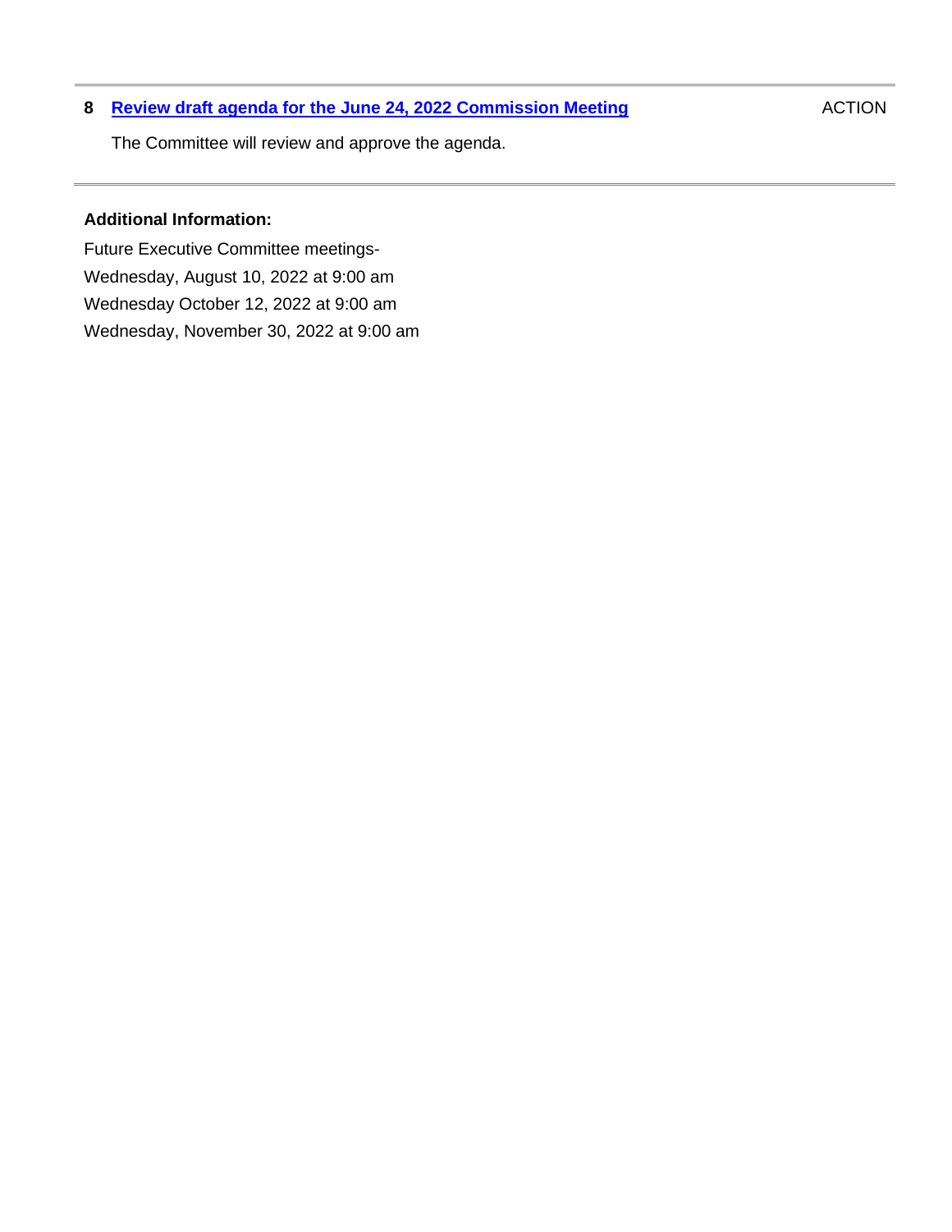---

**8** **Review draft agenda for the June 24, 2022 Commission Meeting** ACTION

The Committee will review and approve the agenda.

---

**Additional Information:**

Future Executive Committee meetings-

Wednesday, August 10, 2022 at 9:00 am

Wednesday October 12, 2022 at 9:00 am

Wednesday, November 30, 2022 at 9:00 am